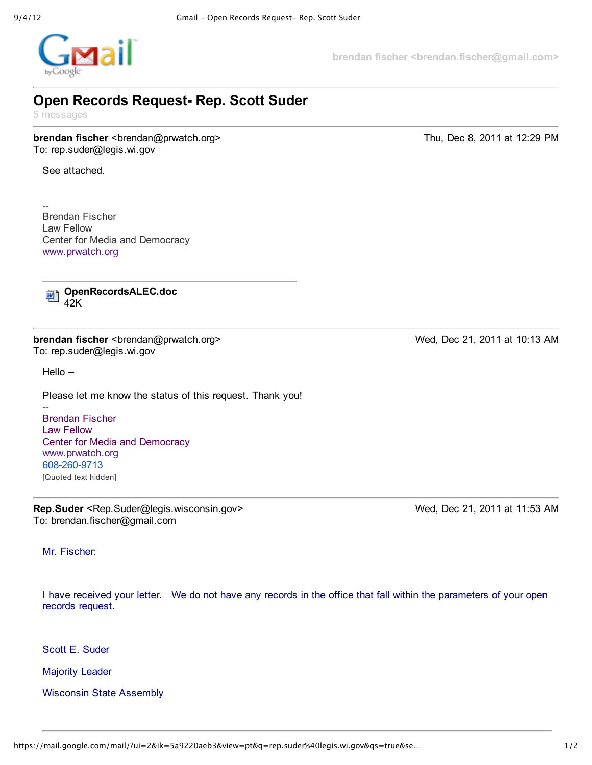brendan fischer <brendan.fischer@gmail.com>

# Open Records Request- Rep. Scott Suder

5 messages

---

**brendan fischer** <brendan@prwatch.org>
To: rep.suder@legis.wi.gov

Thu, Dec 8, 2011 at 12:29 PM

See attached.

--
Brendan Fischer
Law Fellow
Center for Media and Democracy
www.prwatch.org

**OpenRecordsALEC.doc**
42K

---

**brendan fischer** <brendan@prwatch.org>
To: rep.suder@legis.wi.gov

Wed, Dec 21, 2011 at 10:13 AM

Hello --

Please let me know the status of this request. Thank you!

--
Brendan Fischer
Law Fellow
Center for Media and Democracy
www.prwatch.org
608-260-9713

[Quoted text hidden]

---

**Rep.Suder** <Rep.Suder@legis.wisconsin.gov>
To: brendan.fischer@gmail.com

Wed, Dec 21, 2011 at 11:53 AM

Mr. Fischer:

I have received your letter. We do not have any records in the office that fall within the parameters of your open records request.

Scott E. Suder

Majority Leader

Wisconsin State Assembly

---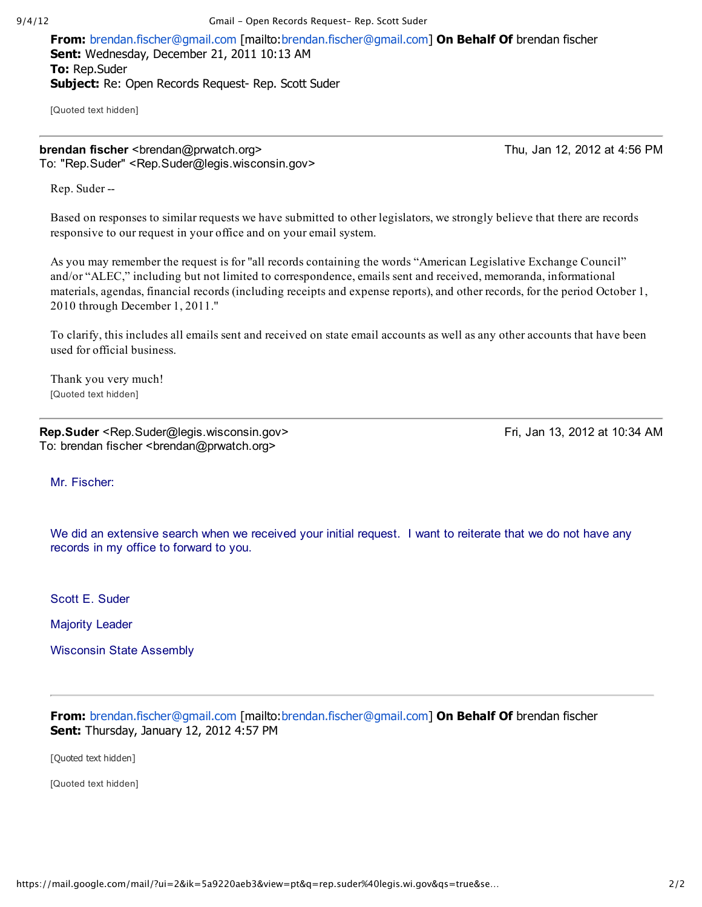**From:** brendan.fischer@gmail.com [mailto:brendan.fischer@gmail.com] **On Behalf Of** brendan fischer
**Sent:** Wednesday, December 21, 2011 10:13 AM
**To:** Rep.Suder
**Subject:** Re: Open Records Request- Rep. Scott Suder

[Quoted text hidden]

---

**brendan fischer** <brendan@prwatch.org> Thu, Jan 12, 2012 at 4:56 PM
To: "Rep.Suder" <Rep.Suder@legis.wisconsin.gov>

Rep. Suder --

Based on responses to similar requests we have submitted to other legislators, we strongly believe that there are records responsive to our request in your office and on your email system.

As you may remember the request is for "all records containing the words "American Legislative Exchange Council" and/or "ALEC," including but not limited to correspondence, emails sent and received, memoranda, informational materials, agendas, financial records (including receipts and expense reports), and other records, for the period October 1, 2010 through December 1, 2011."

To clarify, this includes all emails sent and received on state email accounts as well as any other accounts that have been used for official business.

Thank you very much!

[Quoted text hidden]

---

**Rep.Suder** <Rep.Suder@legis.wisconsin.gov> Fri, Jan 13, 2012 at 10:34 AM
To: brendan fischer <brendan@prwatch.org>

Mr. Fischer:

We did an extensive search when we received your initial request. I want to reiterate that we do not have any records in my office to forward to you.

Scott E. Suder

Majority Leader

Wisconsin State Assembly

---

**From:** brendan.fischer@gmail.com [mailto:brendan.fischer@gmail.com] **On Behalf Of** brendan fischer
**Sent:** Thursday, January 12, 2012 4:57 PM

[Quoted text hidden]

[Quoted text hidden]